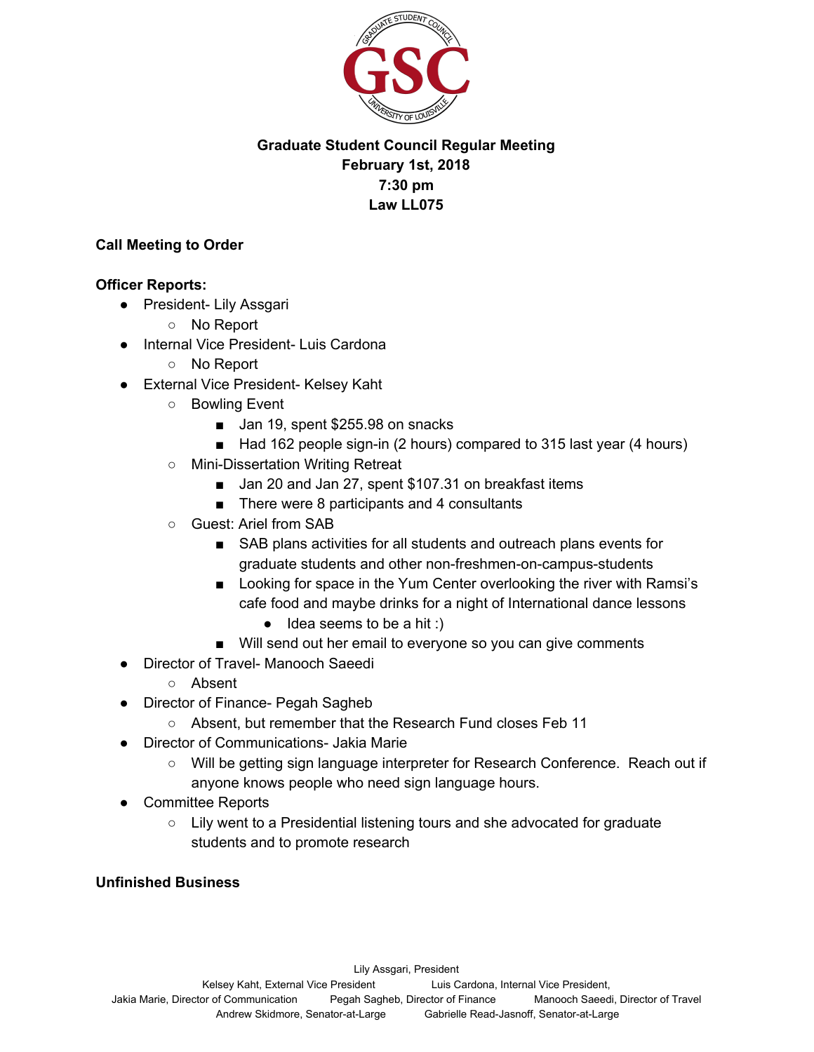**Graduate Student Council Regular Meeting**
**February 1st, 2018**
**7:30 pm**
**Law LL075**

### Call Meeting to Order

### Officer Reports:

- President- Lily Assgari
  - No Report
- Internal Vice President- Luis Cardona
  - No Report
- External Vice President- Kelsey Kaht
  - Bowling Event
    - Jan 19, spent $255.98 on snacks
    - Had 162 people sign-in (2 hours) compared to 315 last year (4 hours)
  - Mini-Dissertation Writing Retreat
    - Jan 20 and Jan 27, spent $107.31 on breakfast items
    - There were 8 participants and 4 consultants
  - Guest: Ariel from SAB
    - SAB plans activities for all students and outreach plans events for graduate students and other non-freshmen-on-campus-students
    - Looking for space in the Yum Center overlooking the river with Ramsi's cafe food and maybe drinks for a night of International dance lessons
      - Idea seems to be a hit :)
    - Will send out her email to everyone so you can give comments
- Director of Travel- Manooch Saeedi
  - Absent
- Director of Finance- Pegah Sagheb
  - Absent, but remember that the Research Fund closes Feb 11
- Director of Communications- Jakia Marie
  - Will be getting sign language interpreter for Research Conference. Reach out if anyone knows people who need sign language hours.
- Committee Reports
  - Lily went to a Presidential listening tours and she advocated for graduate students and to promote research

### Unfinished Business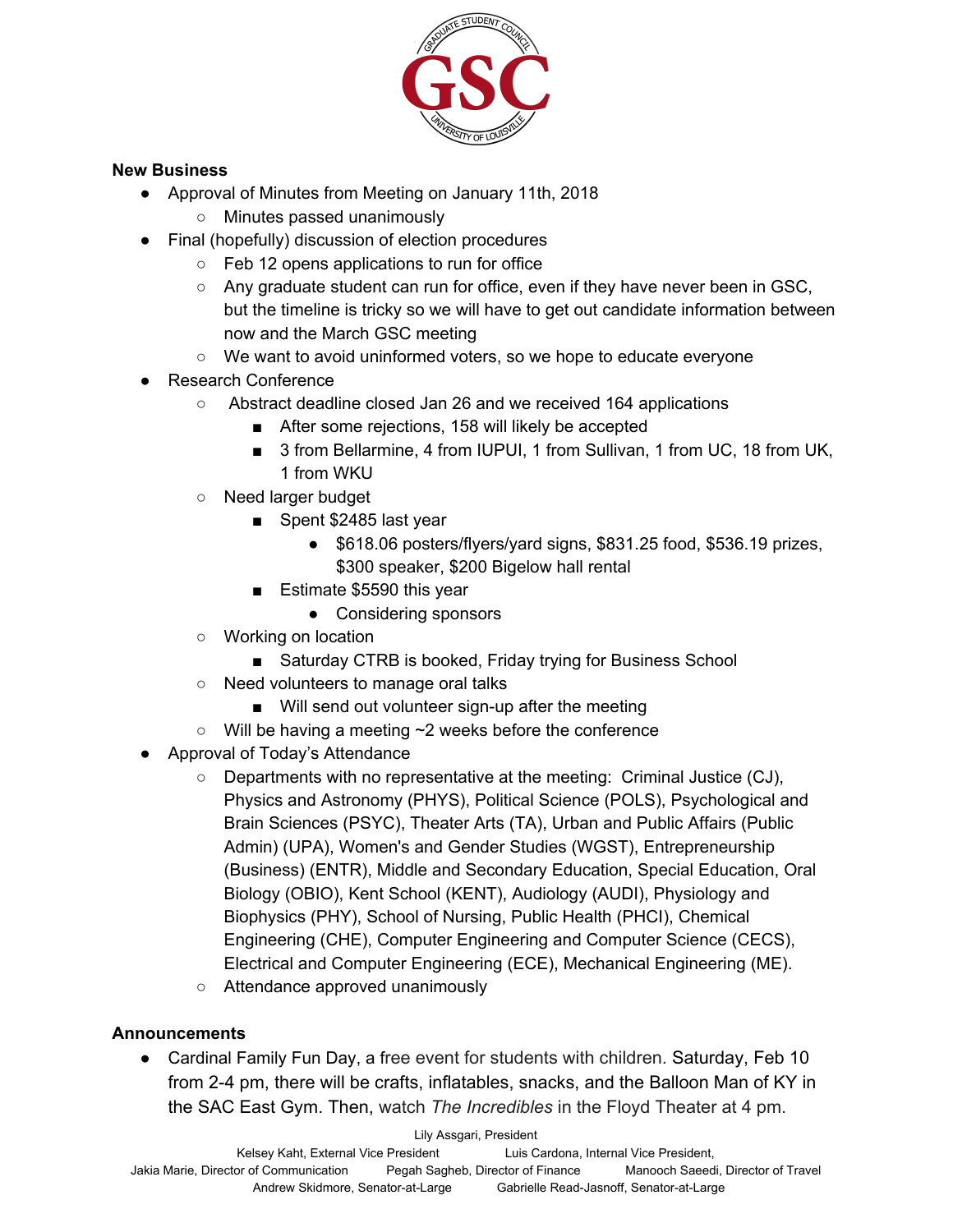**New Business**

- Approval of Minutes from Meeting on January 11th, 2018
    - Minutes passed unanimously
- Final (hopefully) discussion of election procedures
    - Feb 12 opens applications to run for office
    - Any graduate student can run for office, even if they have never been in GSC, but the timeline is tricky so we will have to get out candidate information between now and the March GSC meeting
    - We want to avoid uninformed voters, so we hope to educate everyone
- Research Conference
    - Abstract deadline closed Jan 26 and we received 164 applications
        - After some rejections, 158 will likely be accepted
        - 3 from Bellarmine, 4 from IUPUI, 1 from Sullivan, 1 from UC, 18 from UK, 1 from WKU
    - Need larger budget
        - Spent $2485 last year
            - $618.06 posters/flyers/yard signs, $831.25 food, $536.19 prizes, $300 speaker, $200 Bigelow hall rental
        - Estimate $5590 this year
            - Considering sponsors
    - Working on location
        - Saturday CTRB is booked, Friday trying for Business School
    - Need volunteers to manage oral talks
        - Will send out volunteer sign-up after the meeting
    - Will be having a meeting ~2 weeks before the conference
- Approval of Today's Attendance
    - Departments with no representative at the meeting: Criminal Justice (CJ), Physics and Astronomy (PHYS), Political Science (POLS), Psychological and Brain Sciences (PSYC), Theater Arts (TA), Urban and Public Affairs (Public Admin) (UPA), Women's and Gender Studies (WGST), Entrepreneurship (Business) (ENTR), Middle and Secondary Education, Special Education, Oral Biology (OBIO), Kent School (KENT), Audiology (AUDI), Physiology and Biophysics (PHY), School of Nursing, Public Health (PHCI), Chemical Engineering (CHE), Computer Engineering and Computer Science (CECS), Electrical and Computer Engineering (ECE), Mechanical Engineering (ME).
    - Attendance approved unanimously

**Announcements**

- Cardinal Family Fun Day, a free event for students with children. Saturday, Feb 10 from 2-4 pm, there will be crafts, inflatables, snacks, and the Balloon Man of KY in the SAC East Gym. Then, watch *The Incredibles* in the Floyd Theater at 4 pm.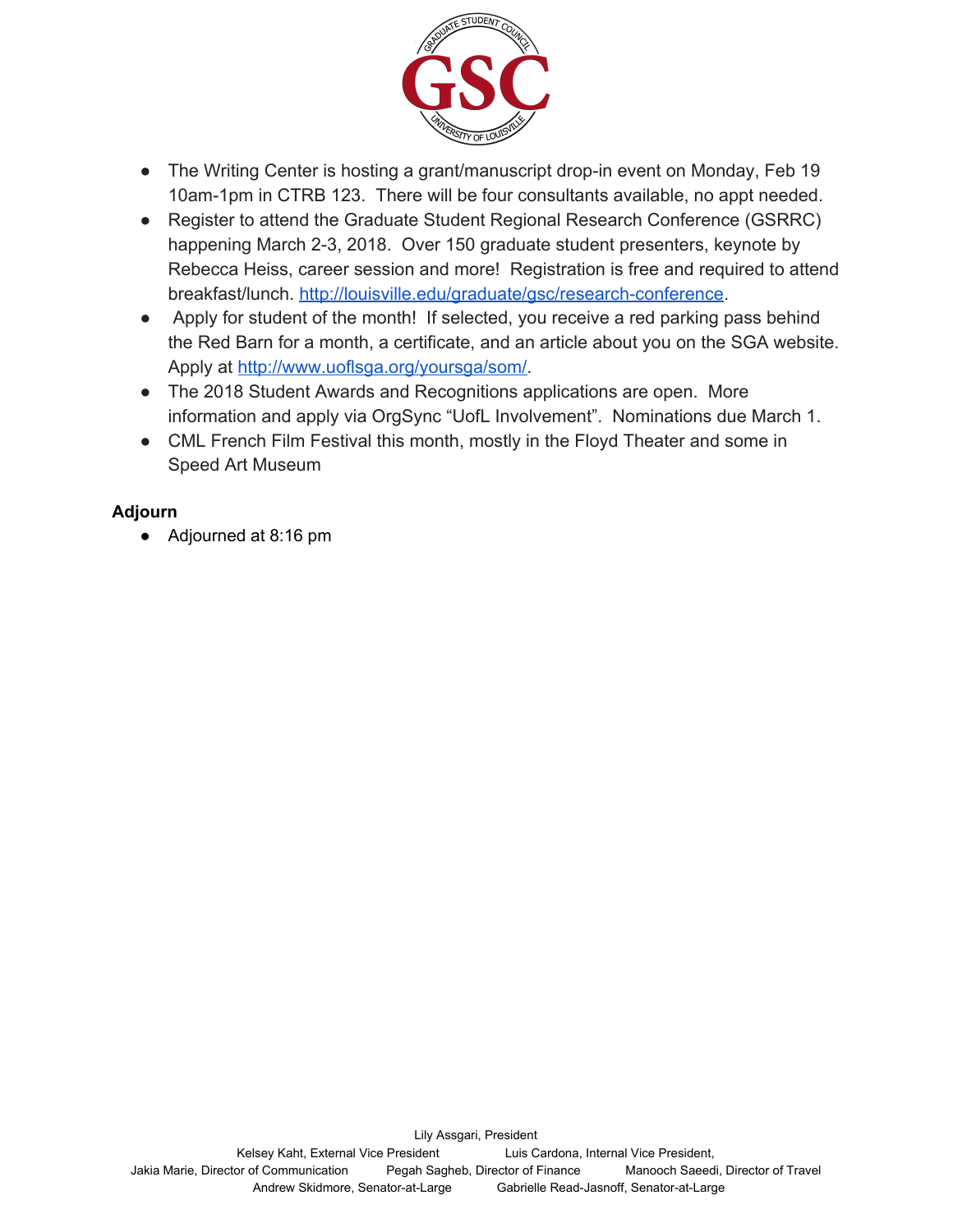- The Writing Center is hosting a grant/manuscript drop-in event on Monday, Feb 19 10am-1pm in CTRB 123. There will be four consultants available, no appt needed.
- Register to attend the Graduate Student Regional Research Conference (GSRRC) happening March 2-3, 2018. Over 150 graduate student presenters, keynote by Rebecca Heiss, career session and more! Registration is free and required to attend breakfast/lunch. http://louisville.edu/graduate/gsc/research-conference.
- Apply for student of the month! If selected, you receive a red parking pass behind the Red Barn for a month, a certificate, and an article about you on the SGA website. Apply at http://www.uoflsga.org/yoursga/som/.
- The 2018 Student Awards and Recognitions applications are open. More information and apply via OrgSync "UofL Involvement". Nominations due March 1.
- CML French Film Festival this month, mostly in the Floyd Theater and some in Speed Art Museum

**Adjourn**

- Adjourned at 8:16 pm